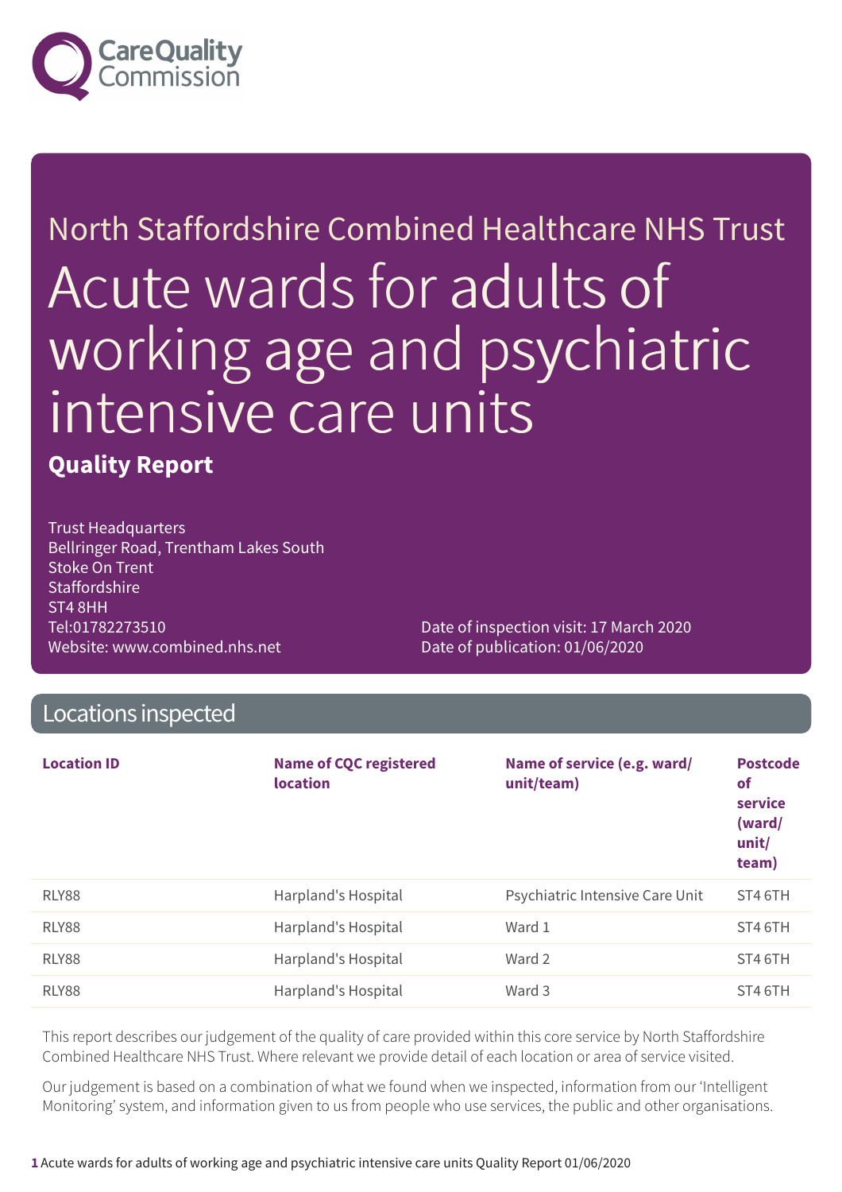Care Quality Commission

North Staffordshire Combined Healthcare NHS Trust

# Acute wards for adults of working age and psychiatric intensive care units

**Quality Report**

Trust Headquarters
Bellringer Road, Trentham Lakes South
Stoke On Trent
Staffordshire
ST4 8HH
Tel:01782273510
Website: www.combined.nhs.net

Date of inspection visit: 17 March 2020
Date of publication: 01/06/2020

## Locations inspected

| Location ID | Name of CQC registered location | Name of service (e.g. ward/ unit/team) | Postcode of service (ward/ unit/ team) |
|---|---|---|---|
| RLY88 | Harpland's Hospital | Psychiatric Intensive Care Unit | ST4 6TH |
| RLY88 | Harpland's Hospital | Ward 1 | ST4 6TH |
| RLY88 | Harpland's Hospital | Ward 2 | ST4 6TH |
| RLY88 | Harpland's Hospital | Ward 3 | ST4 6TH |

This report describes our judgement of the quality of care provided within this core service by North Staffordshire Combined Healthcare NHS Trust. Where relevant we provide detail of each location or area of service visited.

Our judgement is based on a combination of what we found when we inspected, information from our 'Intelligent Monitoring' system, and information given to us from people who use services, the public and other organisations.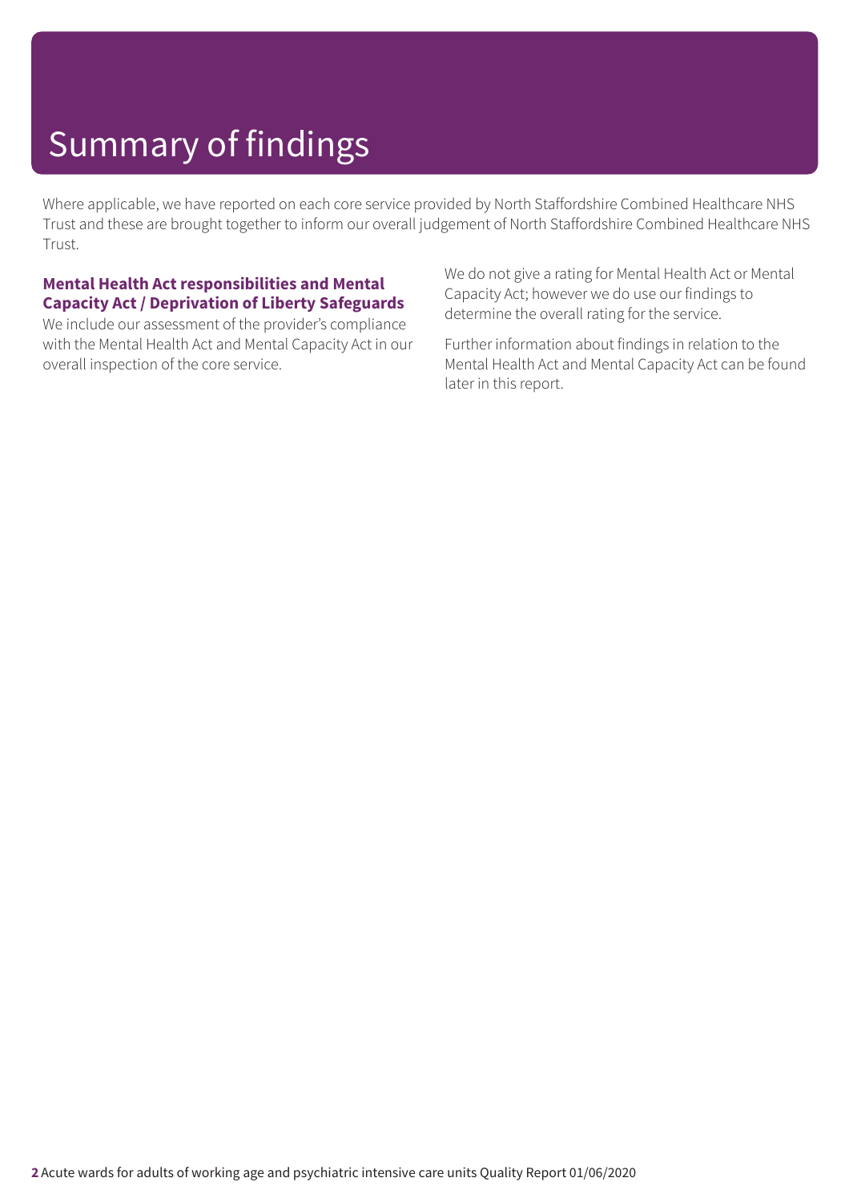# Summary of findings

Where applicable, we have reported on each core service provided by North Staffordshire Combined Healthcare NHS Trust and these are brought together to inform our overall judgement of North Staffordshire Combined Healthcare NHS Trust.

### Mental Health Act responsibilities and Mental Capacity Act / Deprivation of Liberty Safeguards

We include our assessment of the provider's compliance with the Mental Health Act and Mental Capacity Act in our overall inspection of the core service.

We do not give a rating for Mental Health Act or Mental Capacity Act; however we do use our findings to determine the overall rating for the service.

Further information about findings in relation to the Mental Health Act and Mental Capacity Act can be found later in this report.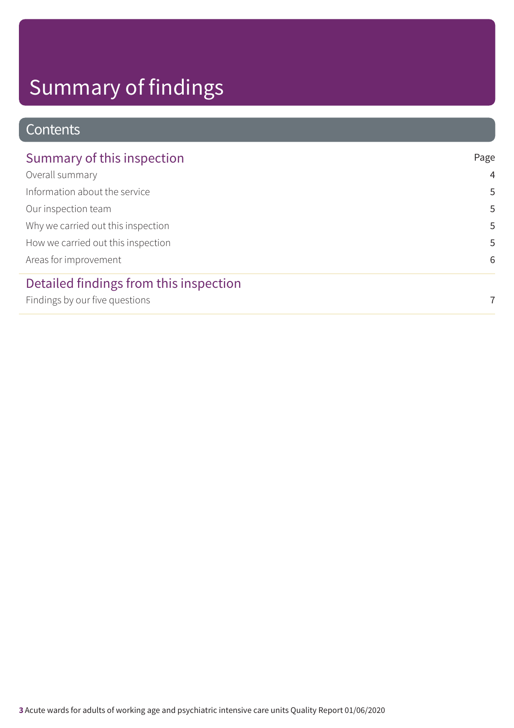# Summary of findings

## Contents

### Summary of this inspection

| | Page |
|---|---|
| Overall summary | 4 |
| Information about the service | 5 |
| Our inspection team | 5 |
| Why we carried out this inspection | 5 |
| How we carried out this inspection | 5 |
| Areas for improvement | 6 |

### Detailed findings from this inspection

| | |
|---|---|
| Findings by our five questions | 7 |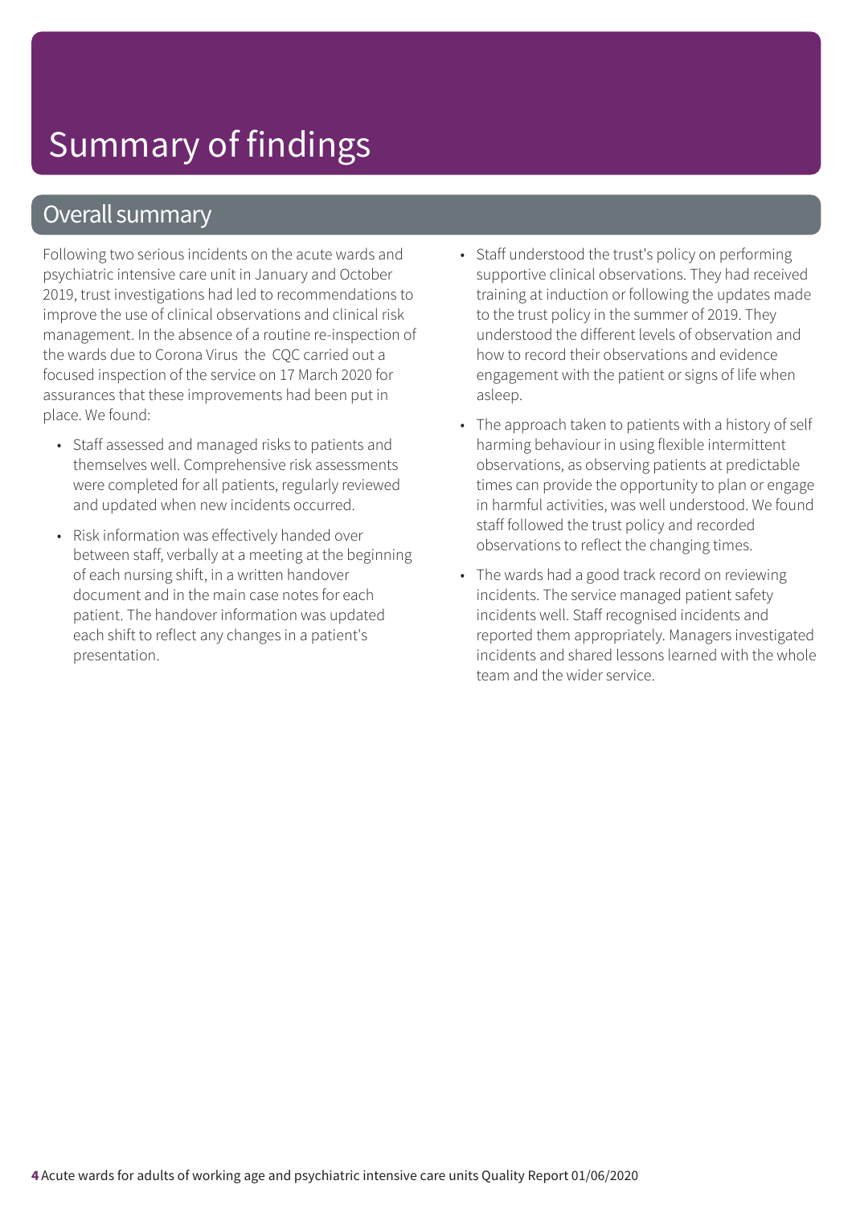# Summary of findings

## Overall summary

Following two serious incidents on the acute wards and psychiatric intensive care unit in January and October 2019, trust investigations had led to recommendations to improve the use of clinical observations and clinical risk management. In the absence of a routine re-inspection of the wards due to Corona Virus the CQC carried out a focused inspection of the service on 17 March 2020 for assurances that these improvements had been put in place. We found:

- Staff assessed and managed risks to patients and themselves well. Comprehensive risk assessments were completed for all patients, regularly reviewed and updated when new incidents occurred.
- Risk information was effectively handed over between staff, verbally at a meeting at the beginning of each nursing shift, in a written handover document and in the main case notes for each patient. The handover information was updated each shift to reflect any changes in a patient's presentation.
- Staff understood the trust's policy on performing supportive clinical observations. They had received training at induction or following the updates made to the trust policy in the summer of 2019. They understood the different levels of observation and how to record their observations and evidence engagement with the patient or signs of life when asleep.
- The approach taken to patients with a history of self harming behaviour in using flexible intermittent observations, as observing patients at predictable times can provide the opportunity to plan or engage in harmful activities, was well understood. We found staff followed the trust policy and recorded observations to reflect the changing times.
- The wards had a good track record on reviewing incidents. The service managed patient safety incidents well. Staff recognised incidents and reported them appropriately. Managers investigated incidents and shared lessons learned with the whole team and the wider service.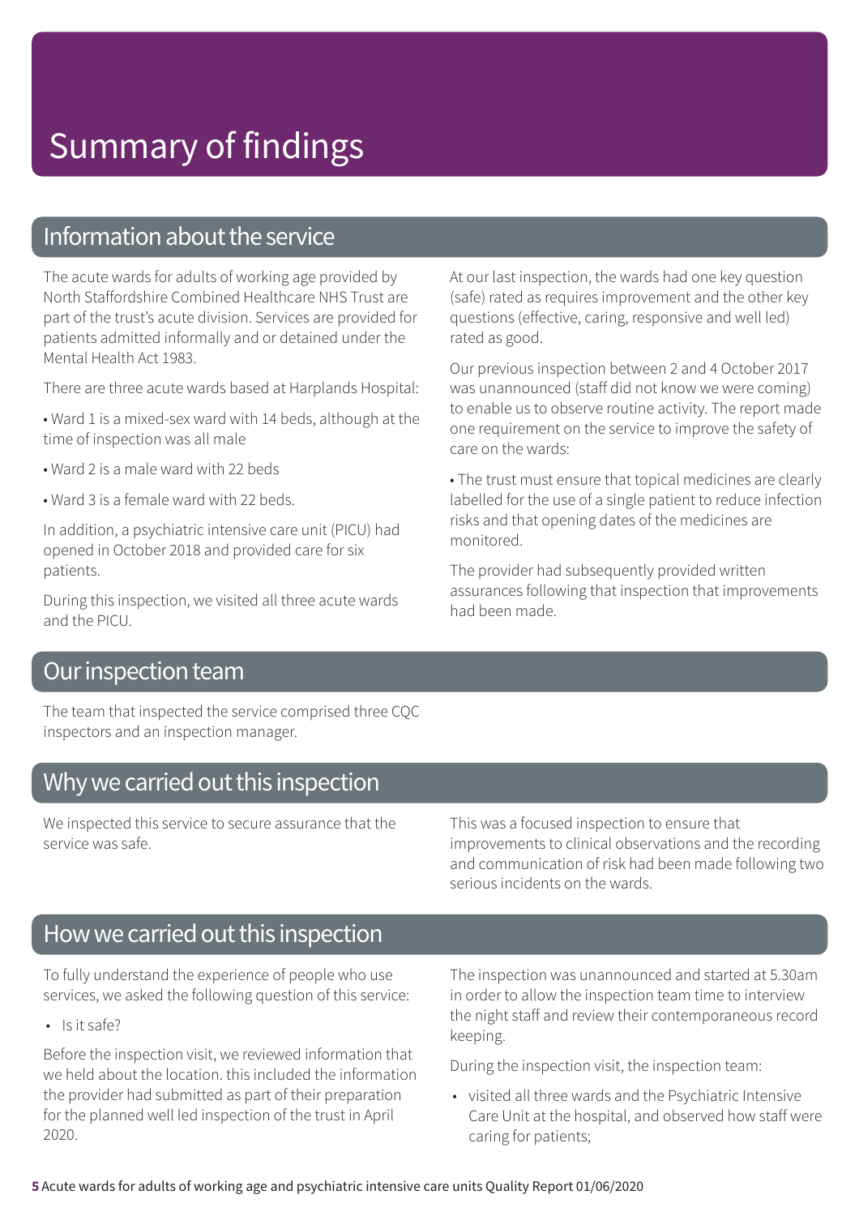# Summary of findings

## Information about the service

The acute wards for adults of working age provided by North Staffordshire Combined Healthcare NHS Trust are part of the trust's acute division. Services are provided for patients admitted informally and or detained under the Mental Health Act 1983.

There are three acute wards based at Harplands Hospital:

- Ward 1 is a mixed-sex ward with 14 beds, although at the time of inspection was all male
- Ward 2 is a male ward with 22 beds
- Ward 3 is a female ward with 22 beds.

In addition, a psychiatric intensive care unit (PICU) had opened in October 2018 and provided care for six patients.

During this inspection, we visited all three acute wards and the PICU.

At our last inspection, the wards had one key question (safe) rated as requires improvement and the other key questions (effective, caring, responsive and well led) rated as good.

Our previous inspection between 2 and 4 October 2017 was unannounced (staff did not know we were coming) to enable us to observe routine activity. The report made one requirement on the service to improve the safety of care on the wards:

- The trust must ensure that topical medicines are clearly labelled for the use of a single patient to reduce infection risks and that opening dates of the medicines are monitored.

The provider had subsequently provided written assurances following that inspection that improvements had been made.

## Our inspection team

The team that inspected the service comprised three CQC inspectors and an inspection manager.

## Why we carried out this inspection

We inspected this service to secure assurance that the service was safe.

This was a focused inspection to ensure that improvements to clinical observations and the recording and communication of risk had been made following two serious incidents on the wards.

## How we carried out this inspection

To fully understand the experience of people who use services, we asked the following question of this service:

- Is it safe?

Before the inspection visit, we reviewed information that we held about the location. this included the information the provider had submitted as part of their preparation for the planned well led inspection of the trust in April 2020.

The inspection was unannounced and started at 5.30am in order to allow the inspection team time to interview the night staff and review their contemporaneous record keeping.

During the inspection visit, the inspection team:

- visited all three wards and the Psychiatric Intensive Care Unit at the hospital, and observed how staff were caring for patients;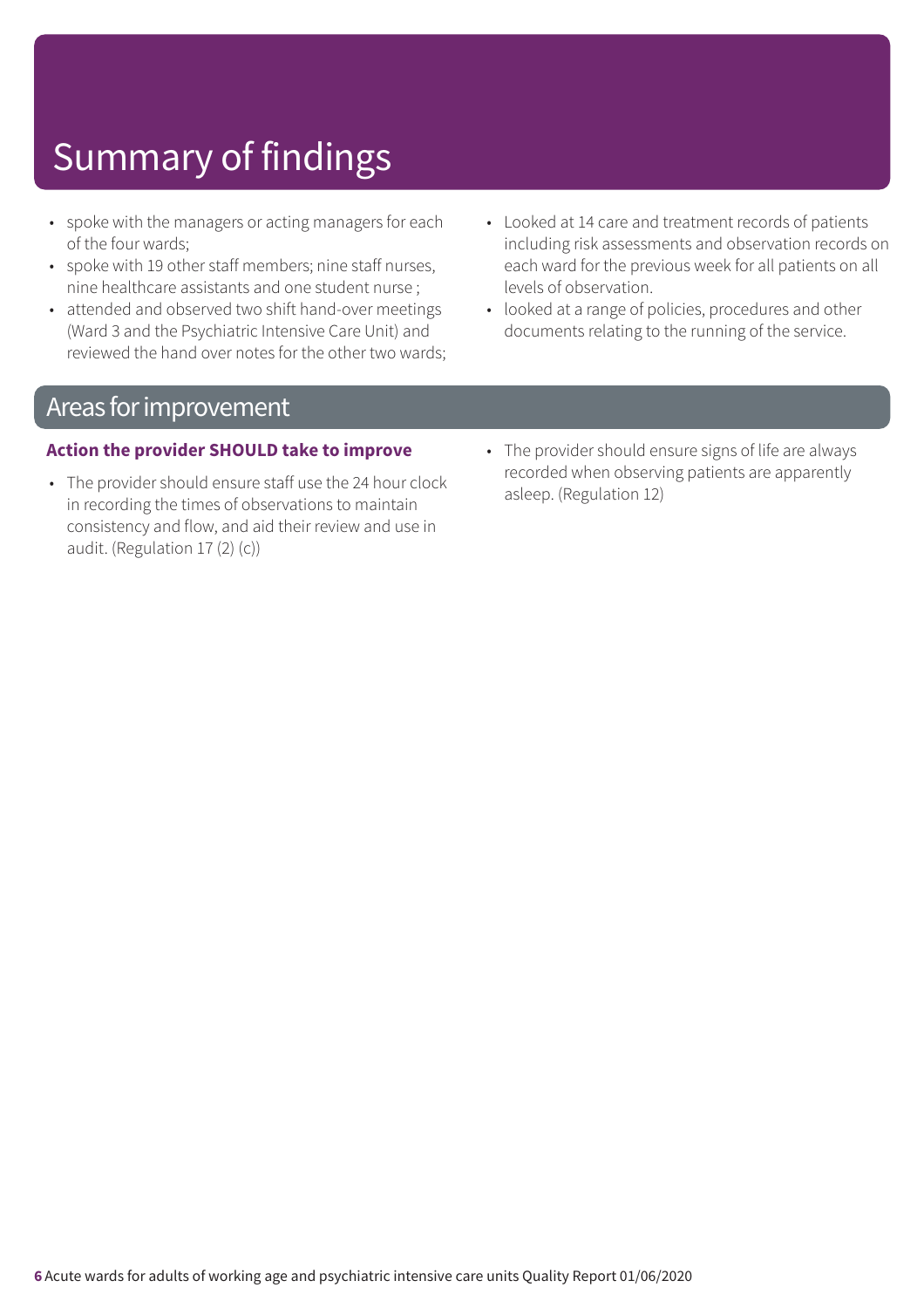# Summary of findings

- spoke with the managers or acting managers for each of the four wards;
- spoke with 19 other staff members; nine staff nurses, nine healthcare assistants and one student nurse ;
- attended and observed two shift hand-over meetings (Ward 3 and the Psychiatric Intensive Care Unit) and reviewed the hand over notes for the other two wards;
- Looked at 14 care and treatment records of patients including risk assessments and observation records on each ward for the previous week for all patients on all levels of observation.
- looked at a range of policies, procedures and other documents relating to the running of the service.

## Areas for improvement

**Action the provider SHOULD take to improve**

- The provider should ensure staff use the 24 hour clock in recording the times of observations to maintain consistency and flow, and aid their review and use in audit. (Regulation 17 (2) (c))
- The provider should ensure signs of life are always recorded when observing patients are apparently asleep. (Regulation 12)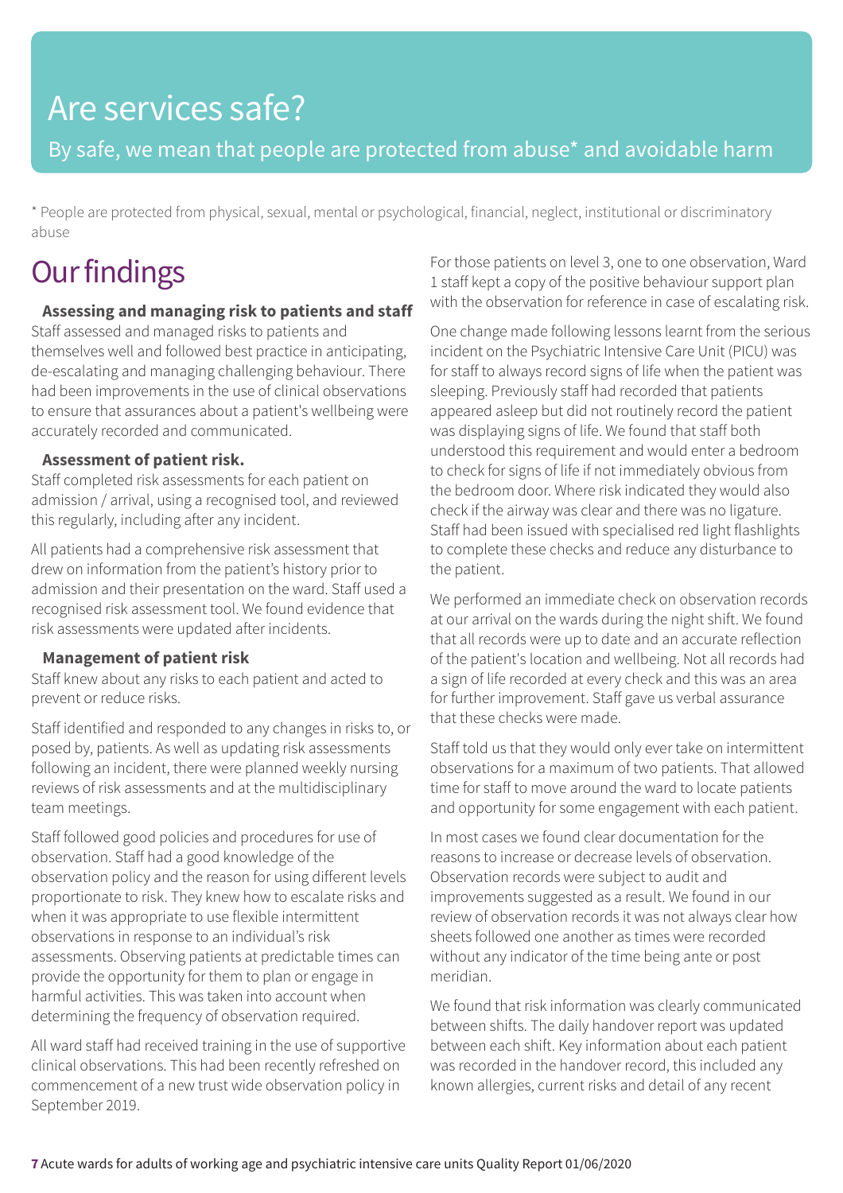# Are services safe?

## By safe, we mean that people are protected from abuse* and avoidable harm

* People are protected from physical, sexual, mental or psychological, financial, neglect, institutional or discriminatory abuse

# Our findings

**Assessing and managing risk to patients and staff**

Staff assessed and managed risks to patients and themselves well and followed best practice in anticipating, de-escalating and managing challenging behaviour. There had been improvements in the use of clinical observations to ensure that assurances about a patient's wellbeing were accurately recorded and communicated.

**Assessment of patient risk.**

Staff completed risk assessments for each patient on admission / arrival, using a recognised tool, and reviewed this regularly, including after any incident.

All patients had a comprehensive risk assessment that drew on information from the patient's history prior to admission and their presentation on the ward. Staff used a recognised risk assessment tool. We found evidence that risk assessments were updated after incidents.

**Management of patient risk**

Staff knew about any risks to each patient and acted to prevent or reduce risks.

Staff identified and responded to any changes in risks to, or posed by, patients. As well as updating risk assessments following an incident, there were planned weekly nursing reviews of risk assessments and at the multidisciplinary team meetings.

Staff followed good policies and procedures for use of observation. Staff had a good knowledge of the observation policy and the reason for using different levels proportionate to risk. They knew how to escalate risks and when it was appropriate to use flexible intermittent observations in response to an individual's risk assessments. Observing patients at predictable times can provide the opportunity for them to plan or engage in harmful activities. This was taken into account when determining the frequency of observation required.

All ward staff had received training in the use of supportive clinical observations. This had been recently refreshed on commencement of a new trust wide observation policy in September 2019.

For those patients on level 3, one to one observation, Ward 1 staff kept a copy of the positive behaviour support plan with the observation for reference in case of escalating risk.

One change made following lessons learnt from the serious incident on the Psychiatric Intensive Care Unit (PICU) was for staff to always record signs of life when the patient was sleeping. Previously staff had recorded that patients appeared asleep but did not routinely record the patient was displaying signs of life. We found that staff both understood this requirement and would enter a bedroom to check for signs of life if not immediately obvious from the bedroom door. Where risk indicated they would also check if the airway was clear and there was no ligature. Staff had been issued with specialised red light flashlights to complete these checks and reduce any disturbance to the patient.

We performed an immediate check on observation records at our arrival on the wards during the night shift. We found that all records were up to date and an accurate reflection of the patient's location and wellbeing. Not all records had a sign of life recorded at every check and this was an area for further improvement. Staff gave us verbal assurance that these checks were made.

Staff told us that they would only ever take on intermittent observations for a maximum of two patients. That allowed time for staff to move around the ward to locate patients and opportunity for some engagement with each patient.

In most cases we found clear documentation for the reasons to increase or decrease levels of observation. Observation records were subject to audit and improvements suggested as a result. We found in our review of observation records it was not always clear how sheets followed one another as times were recorded without any indicator of the time being ante or post meridian.

We found that risk information was clearly communicated between shifts. The daily handover report was updated between each shift. Key information about each patient was recorded in the handover record, this included any known allergies, current risks and detail of any recent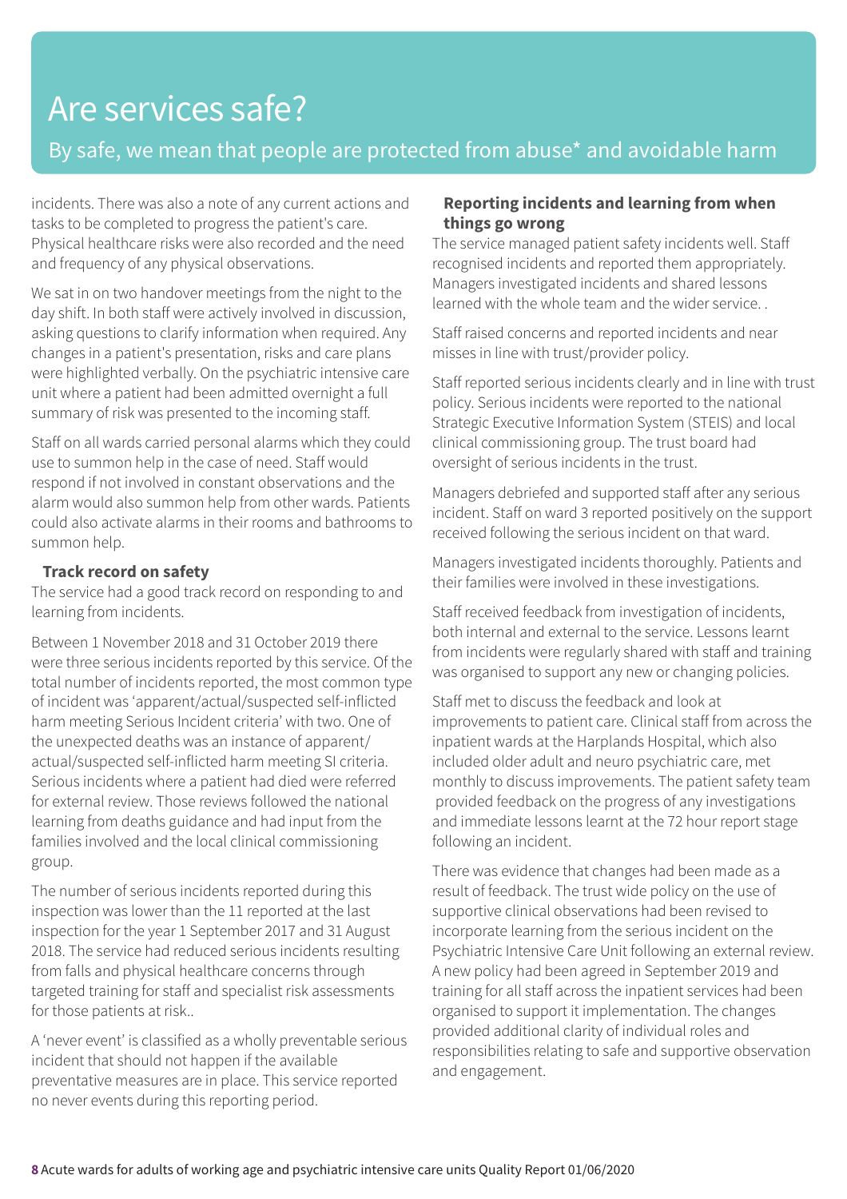# Are services safe?

## By safe, we mean that people are protected from abuse* and avoidable harm

incidents. There was also a note of any current actions and tasks to be completed to progress the patient's care. Physical healthcare risks were also recorded and the need and frequency of any physical observations.

We sat in on two handover meetings from the night to the day shift. In both staff were actively involved in discussion, asking questions to clarify information when required. Any changes in a patient's presentation, risks and care plans were highlighted verbally. On the psychiatric intensive care unit where a patient had been admitted overnight a full summary of risk was presented to the incoming staff.

Staff on all wards carried personal alarms which they could use to summon help in the case of need. Staff would respond if not involved in constant observations and the alarm would also summon help from other wards. Patients could also activate alarms in their rooms and bathrooms to summon help.

**Track record on safety**

The service had a good track record on responding to and learning from incidents.

Between 1 November 2018 and 31 October 2019 there were three serious incidents reported by this service. Of the total number of incidents reported, the most common type of incident was 'apparent/actual/suspected self-inflicted harm meeting Serious Incident criteria' with two. One of the unexpected deaths was an instance of apparent/actual/suspected self-inflicted harm meeting SI criteria. Serious incidents where a patient had died were referred for external review. Those reviews followed the national learning from deaths guidance and had input from the families involved and the local clinical commissioning group.

The number of serious incidents reported during this inspection was lower than the 11 reported at the last inspection for the year 1 September 2017 and 31 August 2018. The service had reduced serious incidents resulting from falls and physical healthcare concerns through targeted training for staff and specialist risk assessments for those patients at risk..

A 'never event' is classified as a wholly preventable serious incident that should not happen if the available preventative measures are in place. This service reported no never events during this reporting period.

**Reporting incidents and learning from when things go wrong**

The service managed patient safety incidents well. Staff recognised incidents and reported them appropriately. Managers investigated incidents and shared lessons learned with the whole team and the wider service. .

Staff raised concerns and reported incidents and near misses in line with trust/provider policy.

Staff reported serious incidents clearly and in line with trust policy. Serious incidents were reported to the national Strategic Executive Information System (STEIS) and local clinical commissioning group. The trust board had oversight of serious incidents in the trust.

Managers debriefed and supported staff after any serious incident. Staff on ward 3 reported positively on the support received following the serious incident on that ward.

Managers investigated incidents thoroughly. Patients and their families were involved in these investigations.

Staff received feedback from investigation of incidents, both internal and external to the service. Lessons learnt from incidents were regularly shared with staff and training was organised to support any new or changing policies.

Staff met to discuss the feedback and look at improvements to patient care. Clinical staff from across the inpatient wards at the Harplands Hospital, which also included older adult and neuro psychiatric care, met monthly to discuss improvements. The patient safety team provided feedback on the progress of any investigations and immediate lessons learnt at the 72 hour report stage following an incident.

There was evidence that changes had been made as a result of feedback. The trust wide policy on the use of supportive clinical observations had been revised to incorporate learning from the serious incident on the Psychiatric Intensive Care Unit following an external review. A new policy had been agreed in September 2019 and training for all staff across the inpatient services had been organised to support it implementation. The changes provided additional clarity of individual roles and responsibilities relating to safe and supportive observation and engagement.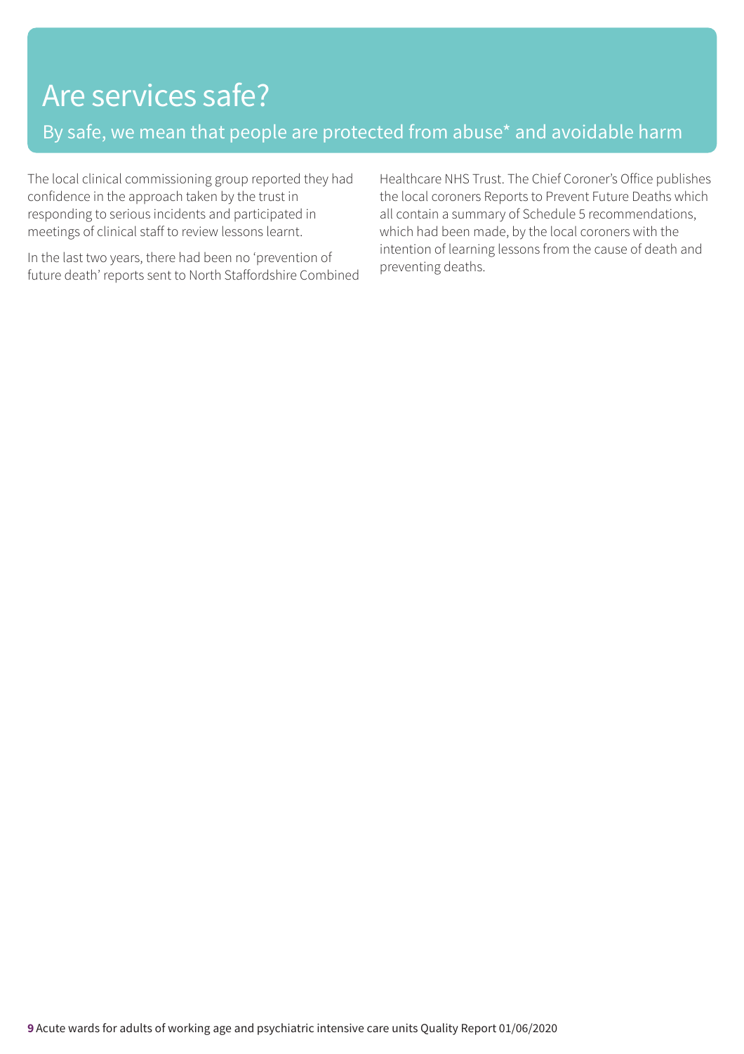# Are services safe?

## By safe, we mean that people are protected from abuse* and avoidable harm

The local clinical commissioning group reported they had confidence in the approach taken by the trust in responding to serious incidents and participated in meetings of clinical staff to review lessons learnt.

In the last two years, there had been no 'prevention of future death' reports sent to North Staffordshire Combined Healthcare NHS Trust. The Chief Coroner's Office publishes the local coroners Reports to Prevent Future Deaths which all contain a summary of Schedule 5 recommendations, which had been made, by the local coroners with the intention of learning lessons from the cause of death and preventing deaths.